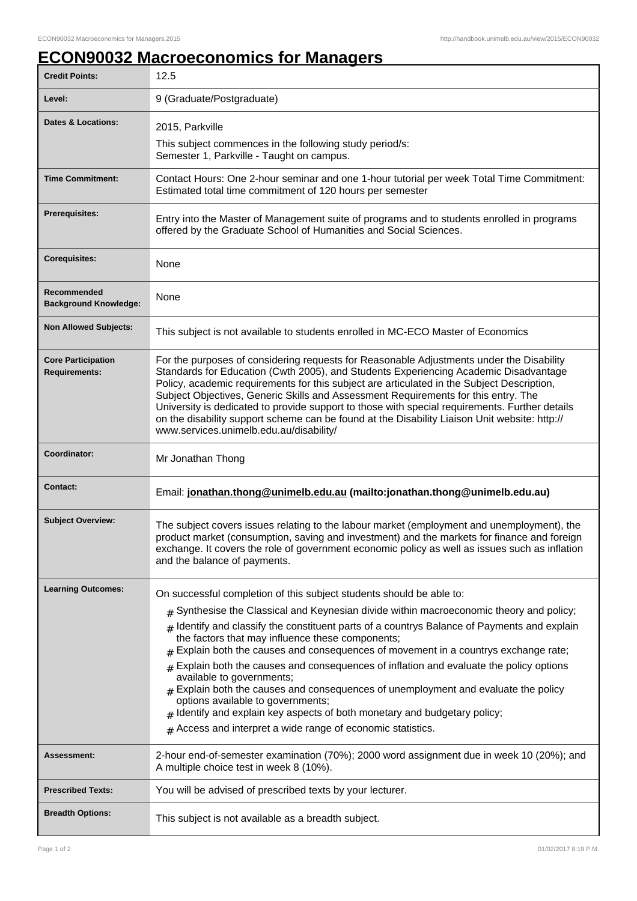# ECON90032 Macroeconomics for Managers

| | |
|---|---|
| **Credit Points:** | 12.5 |
| **Level:** | 9 (Graduate/Postgraduate) |
| **Dates & Locations:** | 2015, Parkville<br>This subject commences in the following study period/s:<br>Semester 1, Parkville - Taught on campus. |
| **Time Commitment:** | Contact Hours: One 2-hour seminar and one 1-hour tutorial per week Total Time Commitment: Estimated total time commitment of 120 hours per semester |
| **Prerequisites:** | Entry into the Master of Management suite of programs and to students enrolled in programs offered by the Graduate School of Humanities and Social Sciences. |
| **Corequisites:** | None |
| **Recommended Background Knowledge:** | None |
| **Non Allowed Subjects:** | This subject is not available to students enrolled in MC-ECO Master of Economics |
| **Core Participation Requirements:** | For the purposes of considering requests for Reasonable Adjustments under the Disability Standards for Education (Cwth 2005), and Students Experiencing Academic Disadvantage Policy, academic requirements for this subject are articulated in the Subject Description, Subject Objectives, Generic Skills and Assessment Requirements for this entry. The University is dedicated to provide support to those with special requirements. Further details on the disability support scheme can be found at the Disability Liaison Unit website: http://www.services.unimelb.edu.au/disability/ |
| **Coordinator:** | Mr Jonathan Thong |
| **Contact:** | Email: **jonathan.thong@unimelb.edu.au (mailto:jonathan.thong@unimelb.edu.au)** |
| **Subject Overview:** | The subject covers issues relating to the labour market (employment and unemployment), the product market (consumption, saving and investment) and the markets for finance and foreign exchange. It covers the role of government economic policy as well as issues such as inflation and the balance of payments. |
| **Learning Outcomes:** | On successful completion of this subject students should be able to:<br># Synthesise the Classical and Keynesian divide within macroeconomic theory and policy;<br># Identify and classify the constituent parts of a countrys Balance of Payments and explain the factors that may influence these components;<br># Explain both the causes and consequences of movement in a countrys exchange rate;<br># Explain both the causes and consequences of inflation and evaluate the policy options available to governments;<br># Explain both the causes and consequences of unemployment and evaluate the policy options available to governments;<br># Identify and explain key aspects of both monetary and budgetary policy;<br># Access and interpret a wide range of economic statistics. |
| **Assessment:** | 2-hour end-of-semester examination (70%); 2000 word assignment due in week 10 (20%); and A multiple choice test in week 8 (10%). |
| **Prescribed Texts:** | You will be advised of prescribed texts by your lecturer. |
| **Breadth Options:** | This subject is not available as a breadth subject. |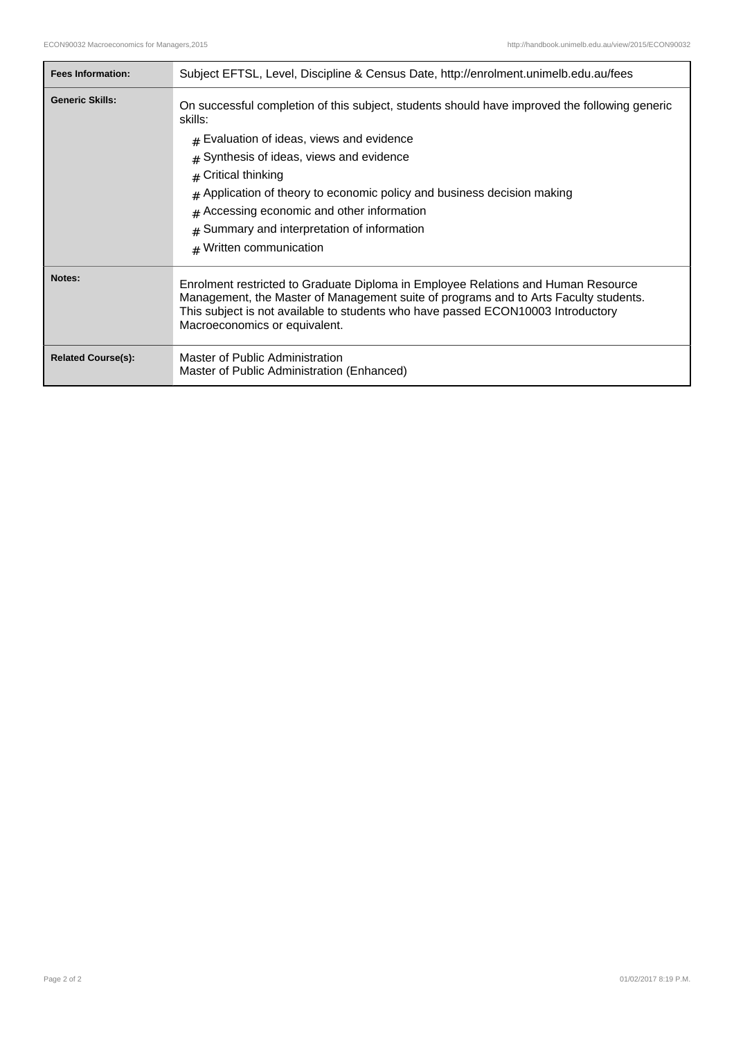| | |
|---|---|
| **Fees Information:** | Subject EFTSL, Level, Discipline & Census Date, http://enrolment.unimelb.edu.au/fees |
| **Generic Skills:** | On successful completion of this subject, students should have improved the following generic skills:<br># Evaluation of ideas, views and evidence<br># Synthesis of ideas, views and evidence<br># Critical thinking<br># Application of theory to economic policy and business decision making<br># Accessing economic and other information<br># Summary and interpretation of information<br># Written communication |
| **Notes:** | Enrolment restricted to Graduate Diploma in Employee Relations and Human Resource Management, the Master of Management suite of programs and to Arts Faculty students. This subject is not available to students who have passed ECON10003 Introductory Macroeconomics or equivalent. |
| **Related Course(s):** | Master of Public Administration<br>Master of Public Administration (Enhanced) |